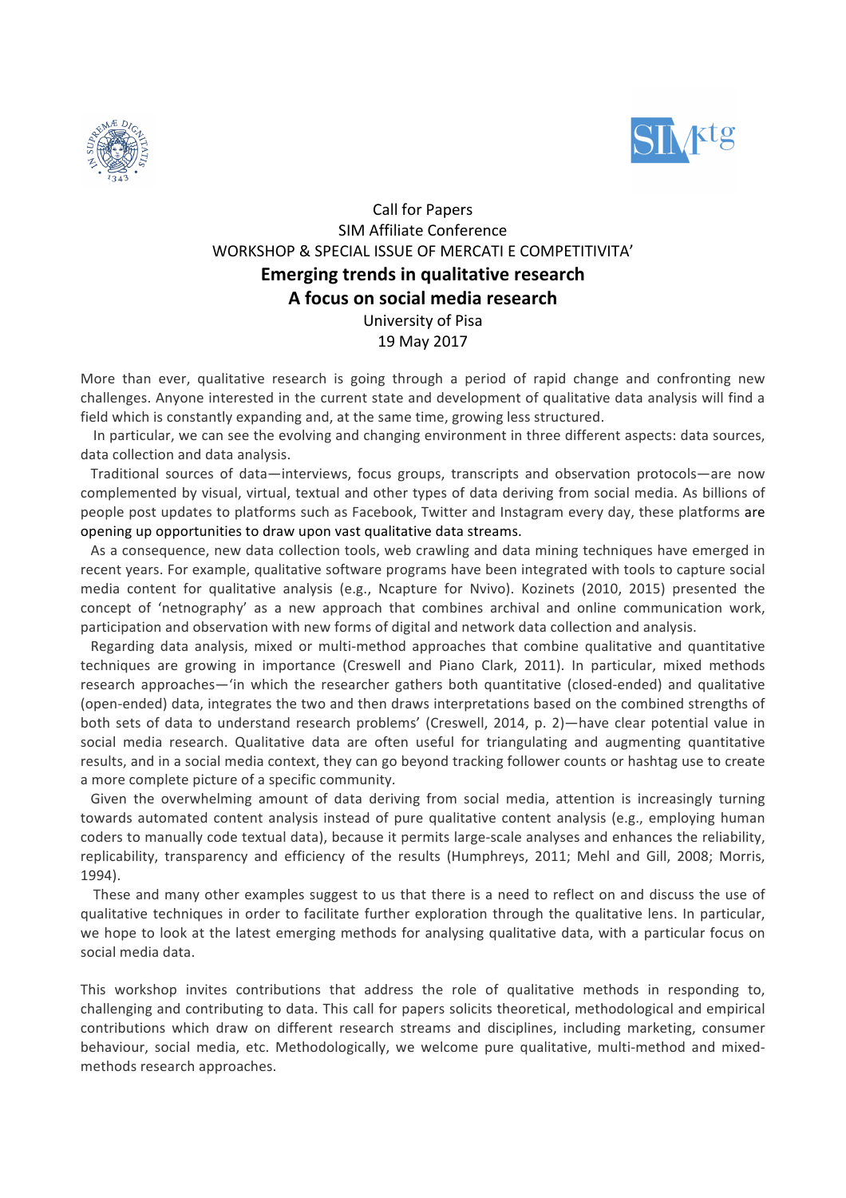Call for Papers

SIM Affiliate Conference

WORKSHOP & SPECIAL ISSUE OF MERCATI E COMPETITIVITA'

# Emerging trends in qualitative research

## A focus on social media research

University of Pisa

19 May 2017

More than ever, qualitative research is going through a period of rapid change and confronting new challenges. Anyone interested in the current state and development of qualitative data analysis will find a field which is constantly expanding and, at the same time, growing less structured.

In particular, we can see the evolving and changing environment in three different aspects: data sources, data collection and data analysis.

Traditional sources of data—interviews, focus groups, transcripts and observation protocols—are now complemented by visual, virtual, textual and other types of data deriving from social media. As billions of people post updates to platforms such as Facebook, Twitter and Instagram every day, these platforms are opening up opportunities to draw upon vast qualitative data streams.

As a consequence, new data collection tools, web crawling and data mining techniques have emerged in recent years. For example, qualitative software programs have been integrated with tools to capture social media content for qualitative analysis (e.g., Ncapture for Nvivo). Kozinets (2010, 2015) presented the concept of 'netnography' as a new approach that combines archival and online communication work, participation and observation with new forms of digital and network data collection and analysis.

Regarding data analysis, mixed or multi-method approaches that combine qualitative and quantitative techniques are growing in importance (Creswell and Piano Clark, 2011). In particular, mixed methods research approaches—'in which the researcher gathers both quantitative (closed-ended) and qualitative (open-ended) data, integrates the two and then draws interpretations based on the combined strengths of both sets of data to understand research problems' (Creswell, 2014, p. 2)—have clear potential value in social media research. Qualitative data are often useful for triangulating and augmenting quantitative results, and in a social media context, they can go beyond tracking follower counts or hashtag use to create a more complete picture of a specific community.

Given the overwhelming amount of data deriving from social media, attention is increasingly turning towards automated content analysis instead of pure qualitative content analysis (e.g., employing human coders to manually code textual data), because it permits large-scale analyses and enhances the reliability, replicability, transparency and efficiency of the results (Humphreys, 2011; Mehl and Gill, 2008; Morris, 1994).

These and many other examples suggest to us that there is a need to reflect on and discuss the use of qualitative techniques in order to facilitate further exploration through the qualitative lens. In particular, we hope to look at the latest emerging methods for analysing qualitative data, with a particular focus on social media data.

This workshop invites contributions that address the role of qualitative methods in responding to, challenging and contributing to data. This call for papers solicits theoretical, methodological and empirical contributions which draw on different research streams and disciplines, including marketing, consumer behaviour, social media, etc. Methodologically, we welcome pure qualitative, multi-method and mixed-methods research approaches.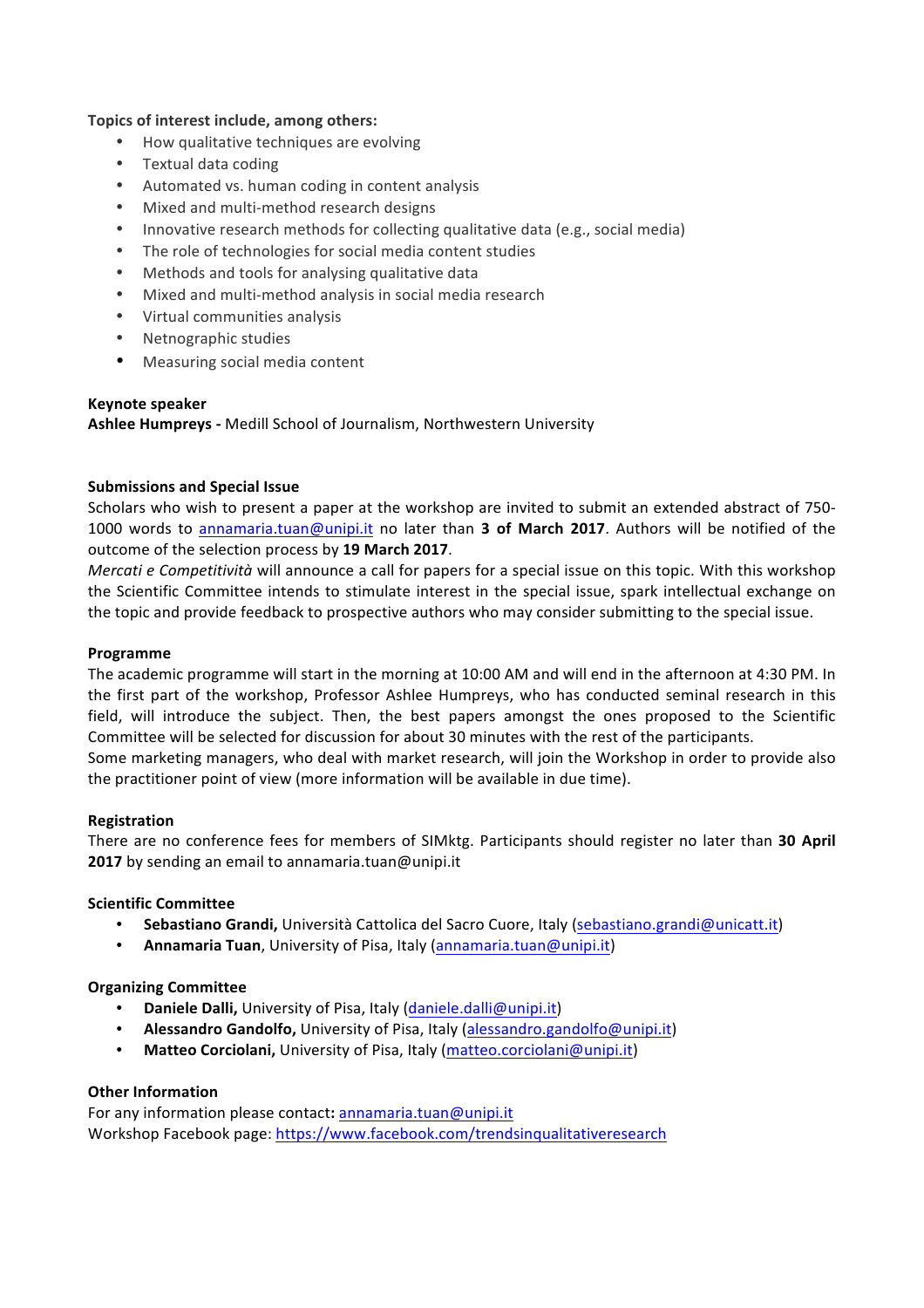**Topics of interest include, among others:**

- How qualitative techniques are evolving
- Textual data coding
- Automated vs. human coding in content analysis
- Mixed and multi-method research designs
- Innovative research methods for collecting qualitative data (e.g., social media)
- The role of technologies for social media content studies
- Methods and tools for analysing qualitative data
- Mixed and multi-method analysis in social media research
- Virtual communities analysis
- Netnographic studies
- Measuring social media content

**Keynote speaker**

**Ashlee Humpreys -** Medill School of Journalism, Northwestern University

**Submissions and Special Issue**

Scholars who wish to present a paper at the workshop are invited to submit an extended abstract of 750-1000 words to annamaria.tuan@unipi.it no later than **3 of March 2017**. Authors will be notified of the outcome of the selection process by **19 March 2017**.

*Mercati e Competitività* will announce a call for papers for a special issue on this topic. With this workshop the Scientific Committee intends to stimulate interest in the special issue, spark intellectual exchange on the topic and provide feedback to prospective authors who may consider submitting to the special issue.

**Programme**

The academic programme will start in the morning at 10:00 AM and will end in the afternoon at 4:30 PM. In the first part of the workshop, Professor Ashlee Humpreys, who has conducted seminal research in this field, will introduce the subject. Then, the best papers amongst the ones proposed to the Scientific Committee will be selected for discussion for about 30 minutes with the rest of the participants.

Some marketing managers, who deal with market research, will join the Workshop in order to provide also the practitioner point of view (more information will be available in due time).

**Registration**

There are no conference fees for members of SIMktg. Participants should register no later than **30 April 2017** by sending an email to annamaria.tuan@unipi.it

**Scientific Committee**

- **Sebastiano Grandi,** Università Cattolica del Sacro Cuore, Italy (sebastiano.grandi@unicatt.it)
- **Annamaria Tuan**, University of Pisa, Italy (annamaria.tuan@unipi.it)

**Organizing Committee**

- **Daniele Dalli,** University of Pisa, Italy (daniele.dalli@unipi.it)
- **Alessandro Gandolfo,** University of Pisa, Italy (alessandro.gandolfo@unipi.it)
- **Matteo Corciolani,** University of Pisa, Italy (matteo.corciolani@unipi.it)

**Other Information**

For any information please contact**:** annamaria.tuan@unipi.it

Workshop Facebook page: https://www.facebook.com/trendsinqualitativeresearch